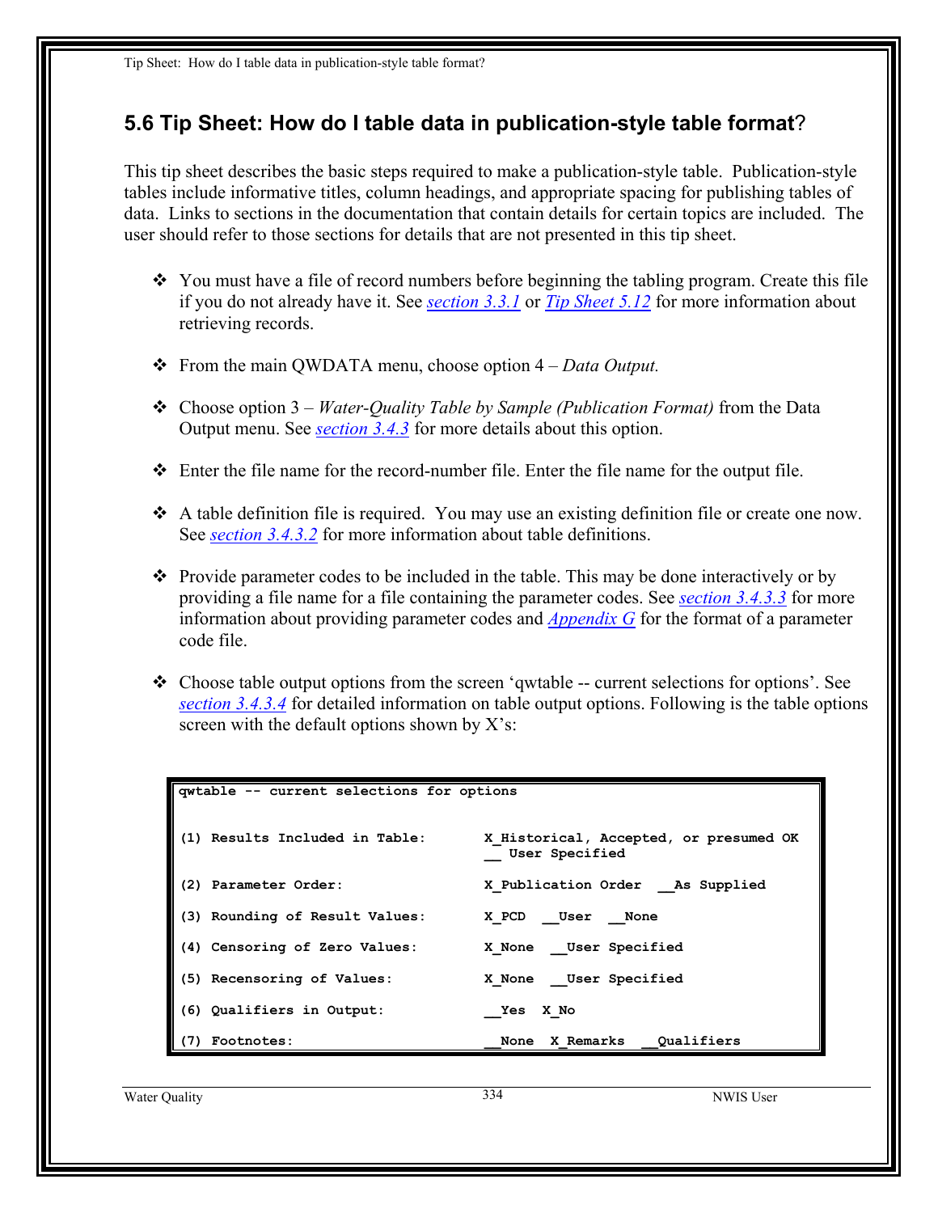## 5.6 Tip Sheet: How do I table data in publication-style table format?

This tip sheet describes the basic steps required to make a publication-style table. Publication-style tables include informative titles, column headings, and appropriate spacing for publishing tables of data. Links to sections in the documentation that contain details for certain topics are included. The user should refer to those sections for details that are not presented in this tip sheet.

- You must have a file of record numbers before beginning the tabling program. Create this file if you do not already have it. See *section 3.3.1* or *Tip Sheet 5.12* for more information about retrieving records.
- From the main QWDATA menu, choose option 4 – *Data Output.*
- Choose option 3 – *Water-Quality Table by Sample (Publication Format)* from the Data Output menu. See *section 3.4.3* for more details about this option.
- Enter the file name for the record-number file. Enter the file name for the output file.
- A table definition file is required. You may use an existing definition file or create one now. See *section 3.4.3.2* for more information about table definitions.
- Provide parameter codes to be included in the table. This may be done interactively or by providing a file name for a file containing the parameter codes. See *section 3.4.3.3* for more information about providing parameter codes and *Appendix G* for the format of a parameter code file.
- Choose table output options from the screen 'qwtable -- current selections for options'. See *section 3.4.3.4* for detailed information on table output options. Following is the table options screen with the default options shown by X's:

```
qwtable -- current selections for options


(1) Results Included in Table:      X_Historical, Accepted, or presumed OK
                                    __ User Specified

(2) Parameter Order:                X_Publication Order  __As Supplied

(3) Rounding of Result Values:      X_PCD  __User  __None

(4) Censoring of Zero Values:       X_None  __User Specified

(5) Recensoring of Values:          X_None  __User Specified

(6) Qualifiers in Output:           __Yes  X_No

(7) Footnotes:                      __None  X_Remarks  __Qualifiers
```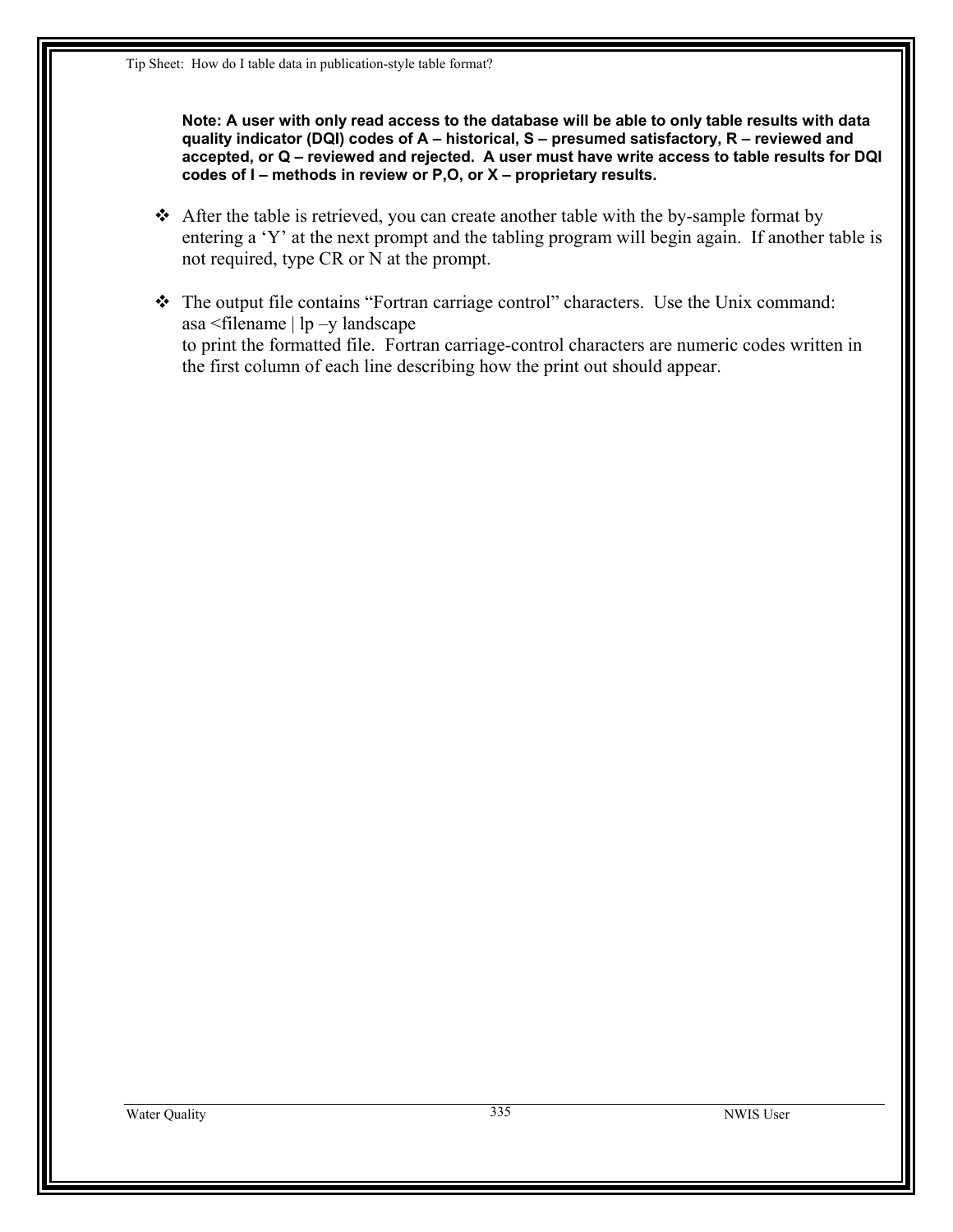**Note: A user with only read access to the database will be able to only table results with data quality indicator (DQI) codes of A – historical, S – presumed satisfactory, R – reviewed and accepted, or Q – reviewed and rejected. A user must have write access to table results for DQI codes of I – methods in review or P,O, or X – proprietary results.**

- After the table is retrieved, you can create another table with the by-sample format by entering a 'Y' at the next prompt and the tabling program will begin again. If another table is not required, type CR or N at the prompt.

- The output file contains "Fortran carriage control" characters. Use the Unix command:
  asa <filename | lp –y landscape
  to print the formatted file. Fortran carriage-control characters are numeric codes written in the first column of each line describing how the print out should appear.